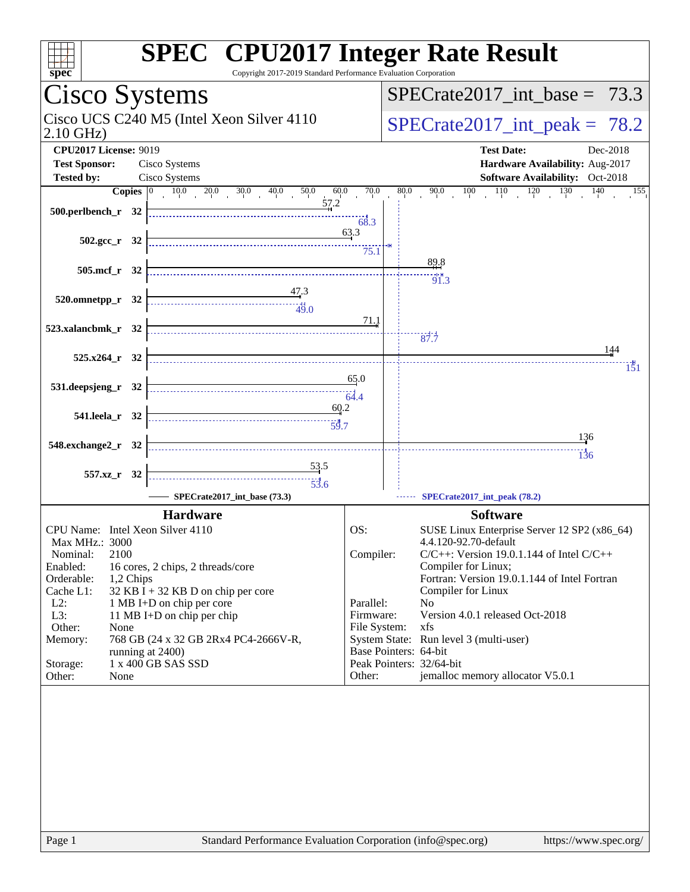# SPEC CPU2017 Integer Rate Result

Copyright 2017-2019 Standard Performance Evaluation Corporation

## Cisco Systems

Cisco UCS C240 M5 (Intel Xeon Silver 4110 2.10 GHz)

SPECrate2017_int_base = 73.3

SPECrate2017_int_peak = 78.2

| | | | |
|---|---|---|---|
| **CPU2017 License:** | 9019 | **Test Date:** | Dec-2018 |
| **Test Sponsor:** | Cisco Systems | **Hardware Availability:** | Aug-2017 |
| **Tested by:** | Cisco Systems | **Software Availability:** | Oct-2018 |

| Benchmark | Copies | Base | Peak |
|---|---|---|---|
| 500.perlbench_r | 32 | 57.2 | 68.3 |
| 502.gcc_r | 32 | 63.3 | 75.1 |
| 505.mcf_r | 32 | 89.8 | 91.3 |
| 520.omnetpp_r | 32 | 47.3 | 49.0 |
| 523.xalancbmk_r | 32 | 71.1 | 87.7 |
| 525.x264_r | 32 | 144 | 151 |
| 531.deepsjeng_r | 32 | 65.0 | 64.4 |
| 541.leela_r | 32 | 60.2 | 59.7 |
| 548.exchange2_r | 32 | 136 | 136 |
| 557.xz_r | 32 | 53.5 | 53.6 |

SPECrate2017_int_base (73.3) ------ SPECrate2017_int_peak (78.2)

### Hardware

| | |
|---|---|
| CPU Name: | Intel Xeon Silver 4110 |
| Max MHz.: | 3000 |
| Nominal: | 2100 |
| Enabled: | 16 cores, 2 chips, 2 threads/core |
| Orderable: | 1,2 Chips |
| Cache L1: | 32 KB I + 32 KB D on chip per core |
| L2: | 1 MB I+D on chip per core |
| L3: | 11 MB I+D on chip per chip |
| Other: | None |
| Memory: | 768 GB (24 x 32 GB 2Rx4 PC4-2666V-R, running at 2400) |
| Storage: | 1 x 400 GB SAS SSD |
| Other: | None |

### Software

| | |
|---|---|
| OS: | SUSE Linux Enterprise Server 12 SP2 (x86_64) 4.4.120-92.70-default |
| Compiler: | C/C++: Version 19.0.1.144 of Intel C/C++ Compiler for Linux; Fortran: Version 19.0.1.144 of Intel Fortran Compiler for Linux |
| Parallel: | No |
| Firmware: | Version 4.0.1 released Oct-2018 |
| File System: | xfs |
| System State: | Run level 3 (multi-user) |
| Base Pointers: | 64-bit |
| Peak Pointers: | 32/64-bit |
| Other: | jemalloc memory allocator V5.0.1 |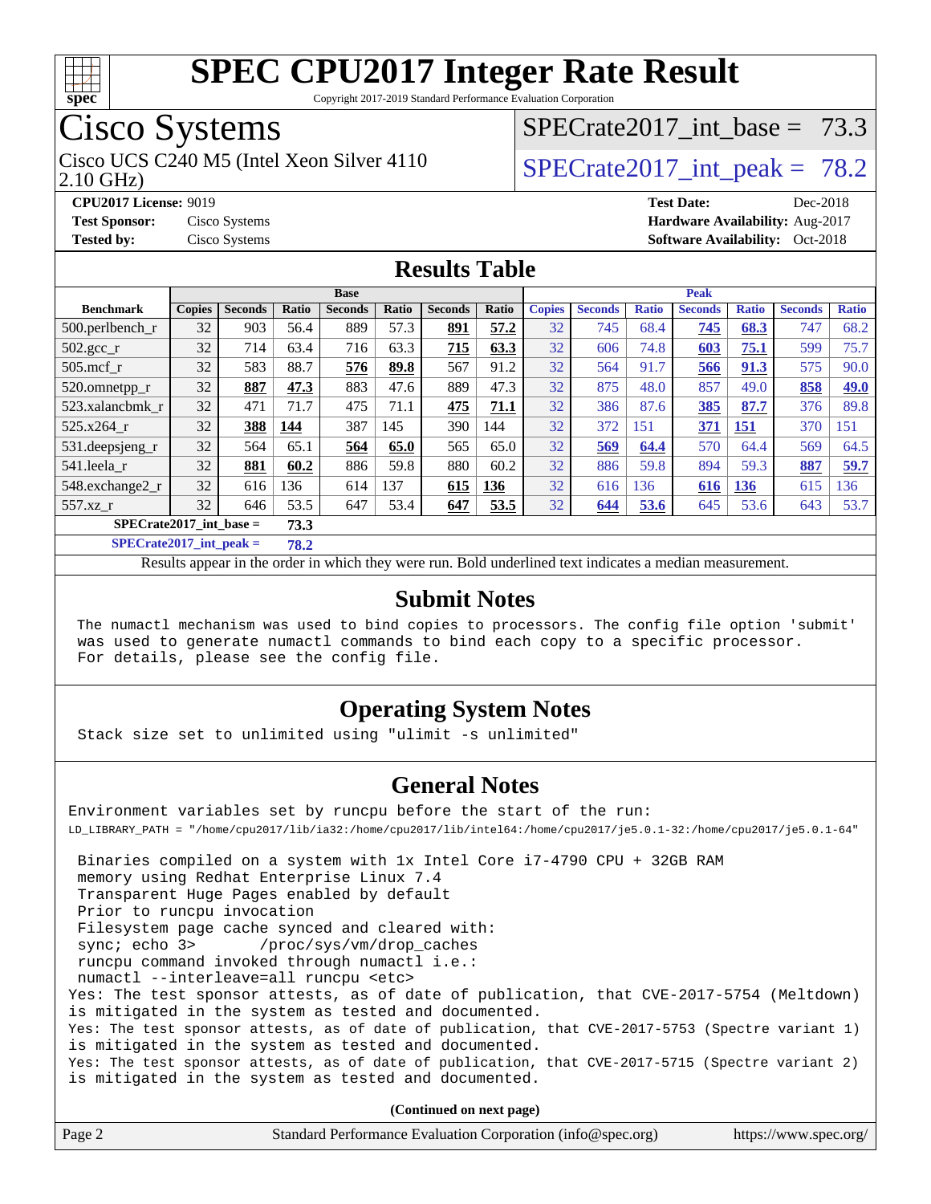# SPEC CPU2017 Integer Rate Result

Copyright 2017-2019 Standard Performance Evaluation Corporation

## Cisco Systems

Cisco UCS C240 M5 (Intel Xeon Silver 4110 2.10 GHz)

SPECrate2017_int_base = 73.3

SPECrate2017_int_peak = 78.2

**CPU2017 License:** 9019
**Test Sponsor:** Cisco Systems
**Tested by:** Cisco Systems

**Test Date:** Dec-2018
**Hardware Availability:** Aug-2017
**Software Availability:** Oct-2018

## Results Table

| | Base | | | | | | | Peak | | | | | | |
|---|---|---|---|---|---|---|---|---|---|---|---|---|---|---|
| **Benchmark** | **Copies** | **Seconds** | **Ratio** | **Seconds** | **Ratio** | **Seconds** | **Ratio** | **Copies** | **Seconds** | **Ratio** | **Seconds** | **Ratio** | **Seconds** | **Ratio** |
| 500.perlbench_r | 32 | 903 | 56.4 | 889 | 57.3 | **891** | **57.2** | 32 | 745 | 68.4 | **745** | **68.3** | 747 | 68.2 |
| 502.gcc_r | 32 | 714 | 63.4 | 716 | 63.3 | **715** | **63.3** | 32 | 606 | 74.8 | **603** | **75.1** | 599 | 75.7 |
| 505.mcf_r | 32 | 583 | 88.7 | **576** | **89.8** | 567 | 91.2 | 32 | 564 | 91.7 | **566** | **91.3** | 575 | 90.0 |
| 520.omnetpp_r | 32 | **887** | **47.3** | 883 | 47.6 | 889 | 47.3 | 32 | 875 | 48.0 | 857 | 49.0 | **858** | **49.0** |
| 523.xalancbmk_r | 32 | 471 | 71.7 | 475 | 71.1 | **475** | **71.1** | 32 | 386 | 87.6 | **385** | **87.7** | 376 | 89.8 |
| 525.x264_r | 32 | **388** | **144** | 387 | 145 | 390 | 144 | 32 | 372 | 151 | **371** | **151** | 370 | 151 |
| 531.deepsjeng_r | 32 | 564 | 65.1 | **564** | **65.0** | 565 | 65.0 | 32 | **569** | **64.4** | 570 | 64.4 | 569 | 64.5 |
| 541.leela_r | 32 | **881** | **60.2** | 886 | 59.8 | 880 | 60.2 | 32 | 886 | 59.8 | 894 | 59.3 | **887** | **59.7** |
| 548.exchange2_r | 32 | 616 | 136 | 614 | 137 | **615** | **136** | 32 | 616 | 136 | **616** | **136** | 615 | 136 |
| 557.xz_r | 32 | 646 | 53.5 | 647 | 53.4 | **647** | **53.5** | 32 | **644** | **53.6** | 645 | 53.6 | 643 | 53.7 |

**SPECrate2017_int_base = 73.3**

**SPECrate2017_int_peak = 78.2**

Results appear in the order in which they were run. Bold underlined text indicates a median measurement.

## Submit Notes

```
The numactl mechanism was used to bind copies to processors. The config file option 'submit'
was used to generate numactl commands to bind each copy to a specific processor.
For details, please see the config file.
```

## Operating System Notes

```
Stack size set to unlimited using "ulimit -s unlimited"
```

## General Notes

```
Environment variables set by runcpu before the start of the run:
LD_LIBRARY_PATH = "/home/cpu2017/lib/ia32:/home/cpu2017/lib/intel64:/home/cpu2017/je5.0.1-32:/home/cpu2017/je5.0.1-64"

 Binaries compiled on a system with 1x Intel Core i7-4790 CPU + 32GB RAM
 memory using Redhat Enterprise Linux 7.4
 Transparent Huge Pages enabled by default
 Prior to runcpu invocation
 Filesystem page cache synced and cleared with:
 sync; echo 3>       /proc/sys/vm/drop_caches
 runcpu command invoked through numactl i.e.:
 numactl --interleave=all runcpu <etc>
Yes: The test sponsor attests, as of date of publication, that CVE-2017-5754 (Meltdown)
is mitigated in the system as tested and documented.
Yes: The test sponsor attests, as of date of publication, that CVE-2017-5753 (Spectre variant 1)
is mitigated in the system as tested and documented.
Yes: The test sponsor attests, as of date of publication, that CVE-2017-5715 (Spectre variant 2)
is mitigated in the system as tested and documented.
```

**(Continued on next page)**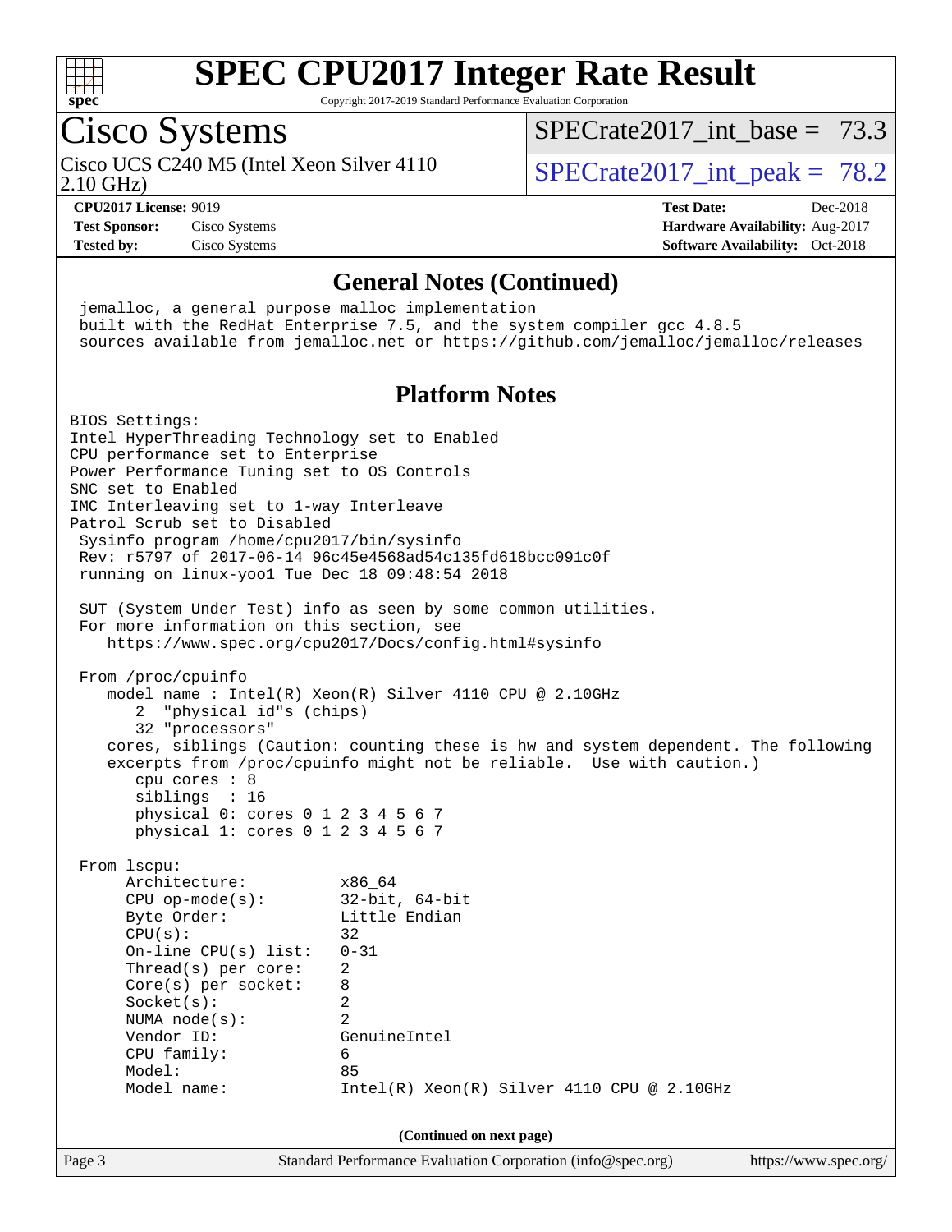# SPEC CPU2017 Integer Rate Result

Copyright 2017-2019 Standard Performance Evaluation Corporation

## Cisco Systems

Cisco UCS C240 M5 (Intel Xeon Silver 4110 2.10 GHz)

SPECrate2017_int_base = 73.3

SPECrate2017_int_peak = 78.2

**CPU2017 License:** 9019
**Test Sponsor:** Cisco Systems
**Tested by:** Cisco Systems

**Test Date:** Dec-2018
**Hardware Availability:** Aug-2017
**Software Availability:** Oct-2018

## General Notes (Continued)

```
 jemalloc, a general purpose malloc implementation
 built with the RedHat Enterprise 7.5, and the system compiler gcc 4.8.5
 sources available from jemalloc.net or https://github.com/jemalloc/jemalloc/releases
```

## Platform Notes

```
BIOS Settings:
Intel HyperThreading Technology set to Enabled
CPU performance set to Enterprise
Power Performance Tuning set to OS Controls
SNC set to Enabled
IMC Interleaving set to 1-way Interleave
Patrol Scrub set to Disabled
 Sysinfo program /home/cpu2017/bin/sysinfo
 Rev: r5797 of 2017-06-14 96c45e4568ad54c135fd618bcc091c0f
 running on linux-yoo1 Tue Dec 18 09:48:54 2018

 SUT (System Under Test) info as seen by some common utilities.
 For more information on this section, see
    https://www.spec.org/cpu2017/Docs/config.html#sysinfo

 From /proc/cpuinfo
    model name : Intel(R) Xeon(R) Silver 4110 CPU @ 2.10GHz
       2  "physical id"s (chips)
       32 "processors"
    cores, siblings (Caution: counting these is hw and system dependent. The following
    excerpts from /proc/cpuinfo might not be reliable.  Use with caution.)
       cpu cores : 8
       siblings  : 16
       physical 0: cores 0 1 2 3 4 5 6 7
       physical 1: cores 0 1 2 3 4 5 6 7

 From lscpu:
      Architecture:          x86_64
      CPU op-mode(s):        32-bit, 64-bit
      Byte Order:            Little Endian
      CPU(s):                32
      On-line CPU(s) list:   0-31
      Thread(s) per core:    2
      Core(s) per socket:    8
      Socket(s):             2
      NUMA node(s):          2
      Vendor ID:             GenuineIntel
      CPU family:            6
      Model:                 85
      Model name:            Intel(R) Xeon(R) Silver 4110 CPU @ 2.10GHz
```

**(Continued on next page)**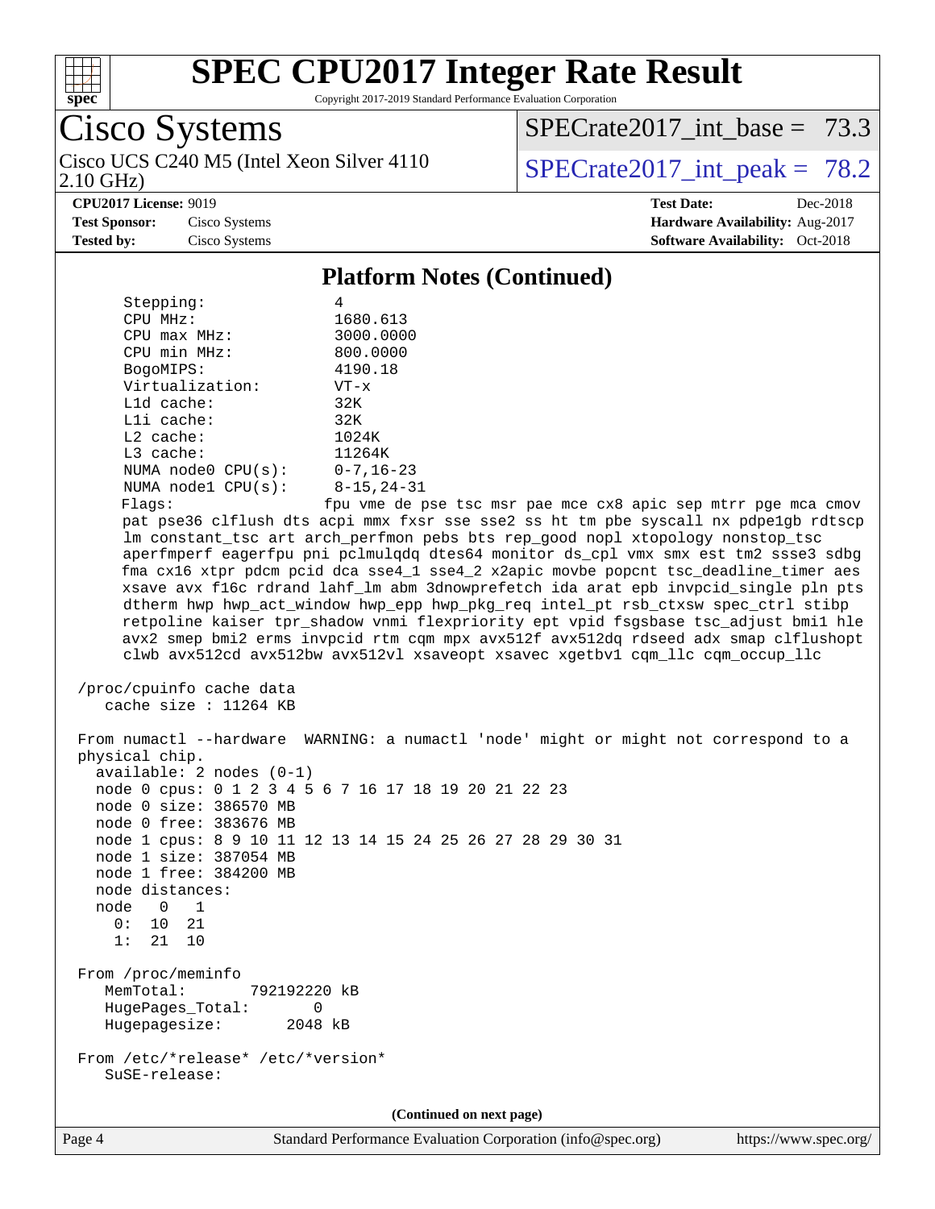# SPEC CPU2017 Integer Rate Result

Copyright 2017-2019 Standard Performance Evaluation Corporation

**Cisco Systems**

Cisco UCS C240 M5 (Intel Xeon Silver 4110 2.10 GHz)

SPECrate2017_int_base = 73.3

SPECrate2017_int_peak = 78.2

**CPU2017 License:** 9019
**Test Sponsor:** Cisco Systems
**Tested by:** Cisco Systems

**Test Date:** Dec-2018
**Hardware Availability:** Aug-2017
**Software Availability:** Oct-2018

## Platform Notes (Continued)

```
      Stepping:              4
      CPU MHz:               1680.613
      CPU max MHz:           3000.0000
      CPU min MHz:           800.0000
      BogoMIPS:              4190.18
      Virtualization:        VT-x
      L1d cache:             32K
      L1i cache:             32K
      L2 cache:              1024K
      L3 cache:              11264K
      NUMA node0 CPU(s):     0-7,16-23
      NUMA node1 CPU(s):     8-15,24-31
      Flags:                 fpu vme de pse tsc msr pae mce cx8 apic sep mtrr pge mca cmov
      pat pse36 clflush dts acpi mmx fxsr sse sse2 ss ht tm pbe syscall nx pdpe1gb rdtscp
      lm constant_tsc art arch_perfmon pebs bts rep_good nopl xtopology nonstop_tsc
      aperfmperf eagerfpu pni pclmulqdq dtes64 monitor ds_cpl vmx smx est tm2 ssse3 sdbg
      fma cx16 xtpr pdcm pcid dca sse4_1 sse4_2 x2apic movbe popcnt tsc_deadline_timer aes
      xsave avx f16c rdrand lahf_lm abm 3dnowprefetch ida arat epb invpcid_single pln pts
      dtherm hwp hwp_act_window hwp_epp hwp_pkg_req intel_pt rsb_ctxsw spec_ctrl stibp
      retpoline kaiser tpr_shadow vnmi flexpriority ept vpid fsgsbase tsc_adjust bmi1 hle
      avx2 smep bmi2 erms invpcid rtm cqm mpx avx512f avx512dq rdseed adx smap clflushopt
      clwb avx512cd avx512bw avx512vl xsaveopt xsavec xgetbv1 cqm_llc cqm_occup_llc

 /proc/cpuinfo cache data
    cache size : 11264 KB

 From numactl --hardware  WARNING: a numactl 'node' might or might not correspond to a
 physical chip.
   available: 2 nodes (0-1)
   node 0 cpus: 0 1 2 3 4 5 6 7 16 17 18 19 20 21 22 23
   node 0 size: 386570 MB
   node 0 free: 383676 MB
   node 1 cpus: 8 9 10 11 12 13 14 15 24 25 26 27 28 29 30 31
   node 1 size: 387054 MB
   node 1 free: 384200 MB
   node distances:
   node   0   1
     0:  10  21
     1:  21  10

 From /proc/meminfo
    MemTotal:       792192220 kB
    HugePages_Total:       0
    Hugepagesize:       2048 kB

 From /etc/*release* /etc/*version*
    SuSE-release:
```

(Continued on next page)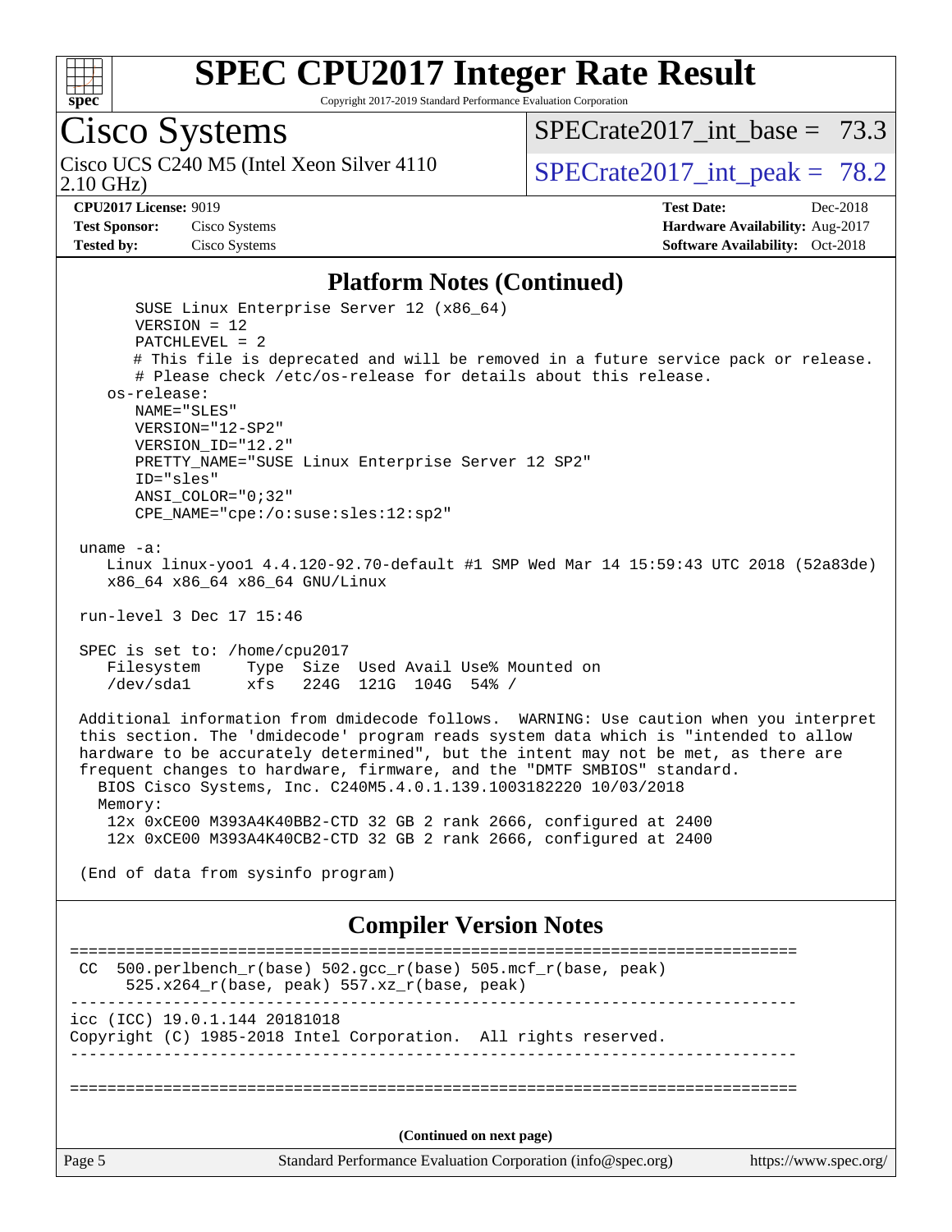# SPEC CPU2017 Integer Rate Result

Copyright 2017-2019 Standard Performance Evaluation Corporation

**Cisco Systems**

Cisco UCS C240 M5 (Intel Xeon Silver 4110 2.10 GHz)

SPECrate2017_int_base = 73.3

SPECrate2017_int_peak = 78.2

**CPU2017 License:** 9019
**Test Sponsor:** Cisco Systems
**Tested by:** Cisco Systems

**Test Date:** Dec-2018
**Hardware Availability:** Aug-2017
**Software Availability:** Oct-2018

## Platform Notes (Continued)

```
       SUSE Linux Enterprise Server 12 (x86_64)
       VERSION = 12
       PATCHLEVEL = 2
       # This file is deprecated and will be removed in a future service pack or release.
       # Please check /etc/os-release for details about this release.
    os-release:
       NAME="SLES"
       VERSION="12-SP2"
       VERSION_ID="12.2"
       PRETTY_NAME="SUSE Linux Enterprise Server 12 SP2"
       ID="sles"
       ANSI_COLOR="0;32"
       CPE_NAME="cpe:/o:suse:sles:12:sp2"

 uname -a:
    Linux linux-yoo1 4.4.120-92.70-default #1 SMP Wed Mar 14 15:59:43 UTC 2018 (52a83de)
    x86_64 x86_64 x86_64 GNU/Linux

 run-level 3 Dec 17 15:46

 SPEC is set to: /home/cpu2017
    Filesystem     Type  Size  Used Avail Use% Mounted on
    /dev/sda1      xfs   224G  121G  104G  54% /

 Additional information from dmidecode follows.  WARNING: Use caution when you interpret
 this section. The 'dmidecode' program reads system data which is "intended to allow
 hardware to be accurately determined", but the intent may not be met, as there are
 frequent changes to hardware, firmware, and the "DMTF SMBIOS" standard.
   BIOS Cisco Systems, Inc. C240M5.4.0.1.139.1003182220 10/03/2018
   Memory:
    12x 0xCE00 M393A4K40BB2-CTD 32 GB 2 rank 2666, configured at 2400
    12x 0xCE00 M393A4K40CB2-CTD 32 GB 2 rank 2666, configured at 2400

 (End of data from sysinfo program)
```

## Compiler Version Notes

```
==============================================================================
 CC  500.perlbench_r(base) 502.gcc_r(base) 505.mcf_r(base, peak)
      525.x264_r(base, peak) 557.xz_r(base, peak)
------------------------------------------------------------------------------
icc (ICC) 19.0.1.144 20181018
Copyright (C) 1985-2018 Intel Corporation.  All rights reserved.
------------------------------------------------------------------------------

==============================================================================
```

(Continued on next page)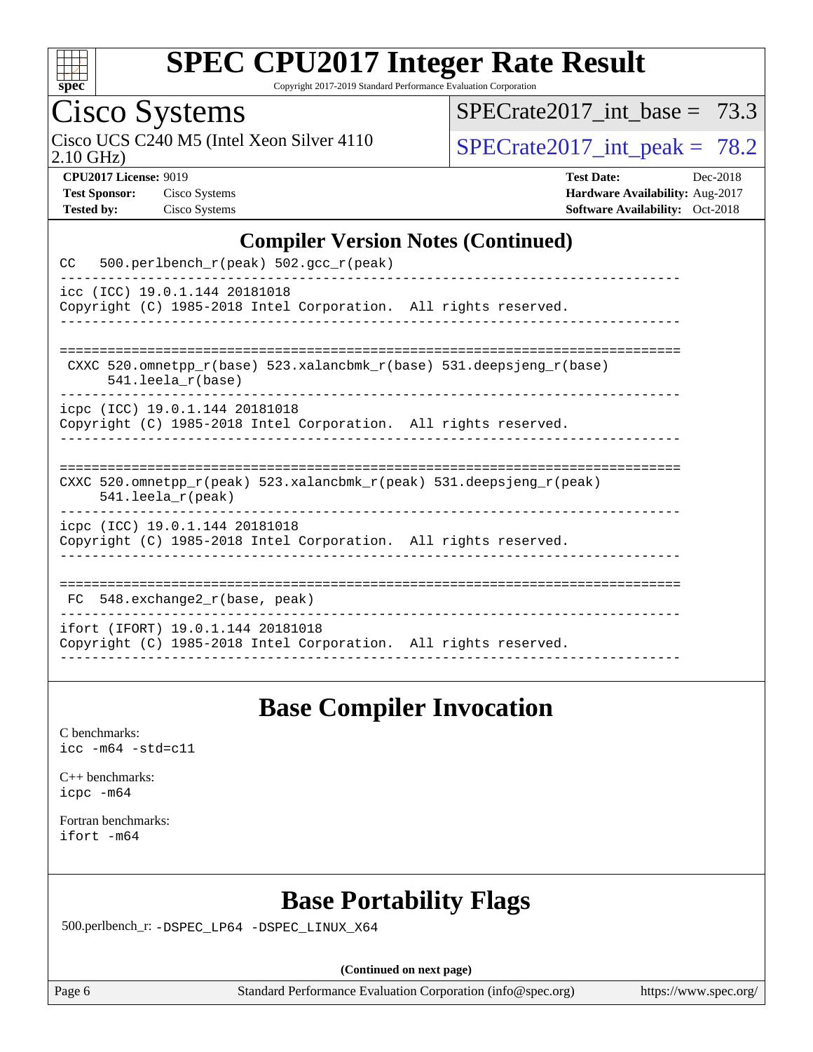# SPEC CPU2017 Integer Rate Result

Copyright 2017-2019 Standard Performance Evaluation Corporation

**Cisco Systems**

Cisco UCS C240 M5 (Intel Xeon Silver 4110 2.10 GHz)

SPECrate2017_int_base = 73.3

SPECrate2017_int_peak = 78.2

**CPU2017 License:** 9019
**Test Sponsor:** Cisco Systems
**Tested by:** Cisco Systems

**Test Date:** Dec-2018
**Hardware Availability:** Aug-2017
**Software Availability:** Oct-2018

## Compiler Version Notes (Continued)

```
CC   500.perlbench_r(peak) 502.gcc_r(peak)
------------------------------------------------------------------------------
icc (ICC) 19.0.1.144 20181018
Copyright (C) 1985-2018 Intel Corporation.  All rights reserved.
------------------------------------------------------------------------------

==============================================================================
 CXXC 520.omnetpp_r(base) 523.xalancbmk_r(base) 531.deepsjeng_r(base)
      541.leela_r(base)
------------------------------------------------------------------------------
icpc (ICC) 19.0.1.144 20181018
Copyright (C) 1985-2018 Intel Corporation.  All rights reserved.
------------------------------------------------------------------------------

==============================================================================
CXXC 520.omnetpp_r(peak) 523.xalancbmk_r(peak) 531.deepsjeng_r(peak)
     541.leela_r(peak)
------------------------------------------------------------------------------
icpc (ICC) 19.0.1.144 20181018
Copyright (C) 1985-2018 Intel Corporation.  All rights reserved.
------------------------------------------------------------------------------

==============================================================================
 FC  548.exchange2_r(base, peak)
------------------------------------------------------------------------------
ifort (IFORT) 19.0.1.144 20181018
Copyright (C) 1985-2018 Intel Corporation.  All rights reserved.
------------------------------------------------------------------------------
```

## Base Compiler Invocation

C benchmarks:
`icc -m64 -std=c11`

C++ benchmarks:
`icpc -m64`

Fortran benchmarks:
`ifort -m64`

## Base Portability Flags

500.perlbench_r: `-DSPEC_LP64 -DSPEC_LINUX_X64`

**(Continued on next page)**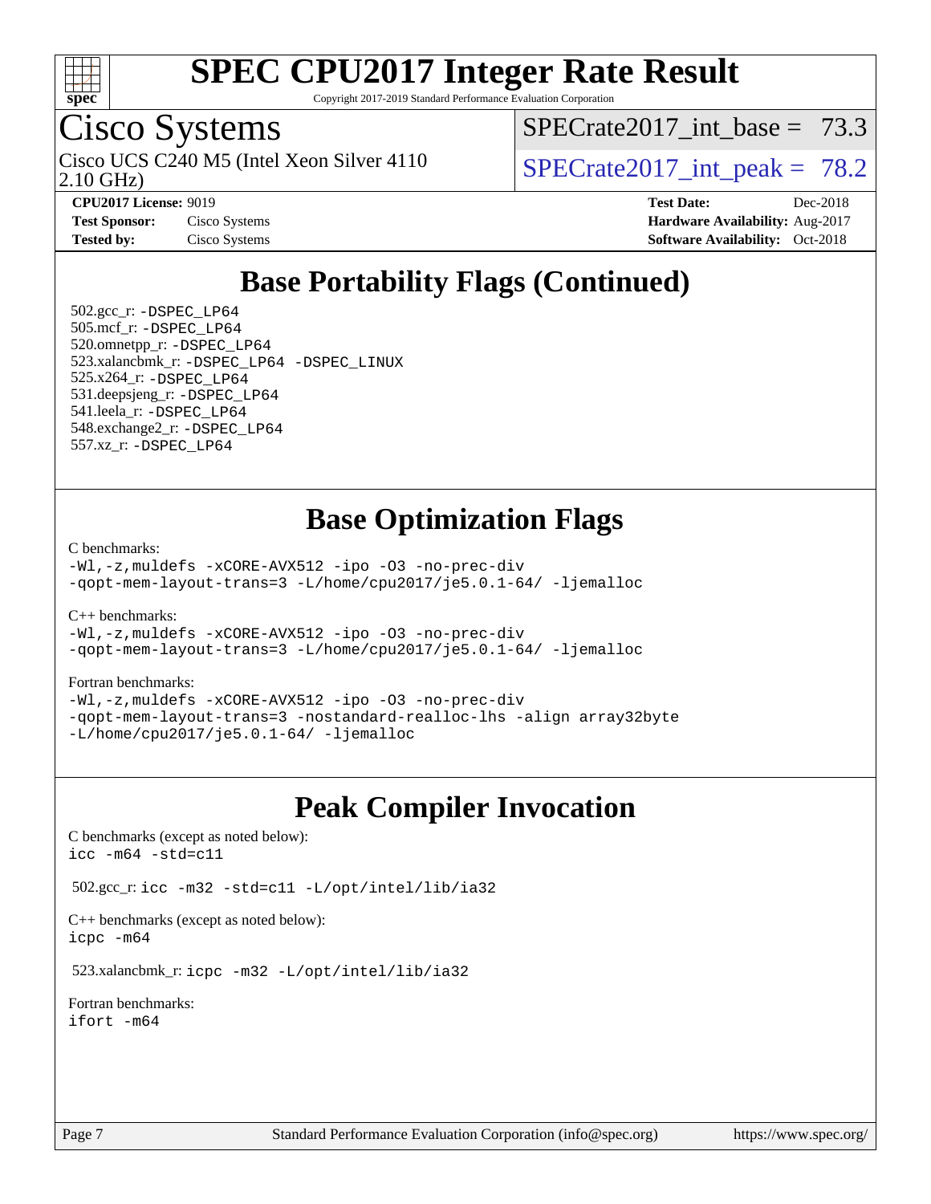# SPEC CPU2017 Integer Rate Result

Copyright 2017-2019 Standard Performance Evaluation Corporation

## Cisco Systems

Cisco UCS C240 M5 (Intel Xeon Silver 4110 2.10 GHz)

SPECrate2017_int_base = 73.3

SPECrate2017_int_peak = 78.2

**CPU2017 License:** 9019
**Test Sponsor:** Cisco Systems
**Tested by:** Cisco Systems

**Test Date:** Dec-2018
**Hardware Availability:** Aug-2017
**Software Availability:** Oct-2018

## Base Portability Flags (Continued)

502.gcc_r: -DSPEC_LP64
505.mcf_r: -DSPEC_LP64
520.omnetpp_r: -DSPEC_LP64
523.xalancbmk_r: -DSPEC_LP64 -DSPEC_LINUX
525.x264_r: -DSPEC_LP64
531.deepsjeng_r: -DSPEC_LP64
541.leela_r: -DSPEC_LP64
548.exchange2_r: -DSPEC_LP64
557.xz_r: -DSPEC_LP64

## Base Optimization Flags

C benchmarks:
```
-Wl,-z,muldefs -xCORE-AVX512 -ipo -O3 -no-prec-div
-qopt-mem-layout-trans=3 -L/home/cpu2017/je5.0.1-64/ -ljemalloc
```

C++ benchmarks:
```
-Wl,-z,muldefs -xCORE-AVX512 -ipo -O3 -no-prec-div
-qopt-mem-layout-trans=3 -L/home/cpu2017/je5.0.1-64/ -ljemalloc
```

Fortran benchmarks:
```
-Wl,-z,muldefs -xCORE-AVX512 -ipo -O3 -no-prec-div
-qopt-mem-layout-trans=3 -nostandard-realloc-lhs -align array32byte
-L/home/cpu2017/je5.0.1-64/ -ljemalloc
```

## Peak Compiler Invocation

C benchmarks (except as noted below):
```
icc -m64 -std=c11
```

502.gcc_r: `icc -m32 -std=c11 -L/opt/intel/lib/ia32`

C++ benchmarks (except as noted below):
```
icpc -m64
```

523.xalancbmk_r: `icpc -m32 -L/opt/intel/lib/ia32`

Fortran benchmarks:
```
ifort -m64
```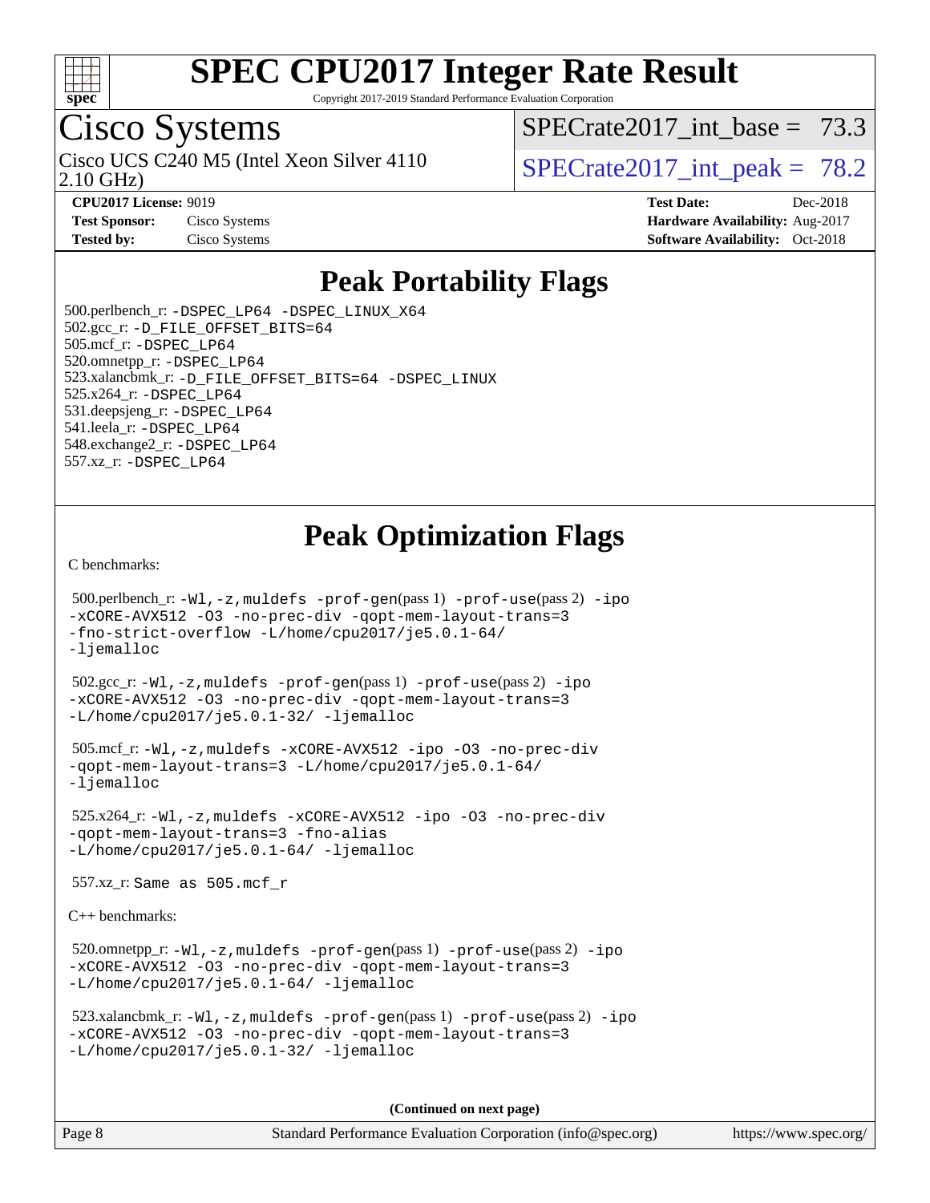# SPEC CPU2017 Integer Rate Result

Copyright 2017-2019 Standard Performance Evaluation Corporation

## Cisco Systems

Cisco UCS C240 M5 (Intel Xeon Silver 4110 2.10 GHz)

SPECrate2017_int_base = 73.3

SPECrate2017_int_peak = 78.2

**CPU2017 License:** 9019
**Test Sponsor:** Cisco Systems
**Tested by:** Cisco Systems

**Test Date:** Dec-2018
**Hardware Availability:** Aug-2017
**Software Availability:** Oct-2018

## Peak Portability Flags

500.perlbench_r: -DSPEC_LP64 -DSPEC_LINUX_X64
502.gcc_r: -D_FILE_OFFSET_BITS=64
505.mcf_r: -DSPEC_LP64
520.omnetpp_r: -DSPEC_LP64
523.xalancbmk_r: -D_FILE_OFFSET_BITS=64 -DSPEC_LINUX
525.x264_r: -DSPEC_LP64
531.deepsjeng_r: -DSPEC_LP64
541.leela_r: -DSPEC_LP64
548.exchange2_r: -DSPEC_LP64
557.xz_r: -DSPEC_LP64

## Peak Optimization Flags

C benchmarks:

500.perlbench_r: -Wl,-z,muldefs -prof-gen(pass 1) -prof-use(pass 2) -ipo -xCORE-AVX512 -O3 -no-prec-div -qopt-mem-layout-trans=3 -fno-strict-overflow -L/home/cpu2017/je5.0.1-64/ -ljemalloc

502.gcc_r: -Wl,-z,muldefs -prof-gen(pass 1) -prof-use(pass 2) -ipo -xCORE-AVX512 -O3 -no-prec-div -qopt-mem-layout-trans=3 -L/home/cpu2017/je5.0.1-32/ -ljemalloc

505.mcf_r: -Wl,-z,muldefs -xCORE-AVX512 -ipo -O3 -no-prec-div -qopt-mem-layout-trans=3 -L/home/cpu2017/je5.0.1-64/ -ljemalloc

525.x264_r: -Wl,-z,muldefs -xCORE-AVX512 -ipo -O3 -no-prec-div -qopt-mem-layout-trans=3 -fno-alias -L/home/cpu2017/je5.0.1-64/ -ljemalloc

557.xz_r: Same as 505.mcf_r

C++ benchmarks:

520.omnetpp_r: -Wl,-z,muldefs -prof-gen(pass 1) -prof-use(pass 2) -ipo -xCORE-AVX512 -O3 -no-prec-div -qopt-mem-layout-trans=3 -L/home/cpu2017/je5.0.1-64/ -ljemalloc

523.xalancbmk_r: -Wl,-z,muldefs -prof-gen(pass 1) -prof-use(pass 2) -ipo -xCORE-AVX512 -O3 -no-prec-div -qopt-mem-layout-trans=3 -L/home/cpu2017/je5.0.1-32/ -ljemalloc

**(Continued on next page)**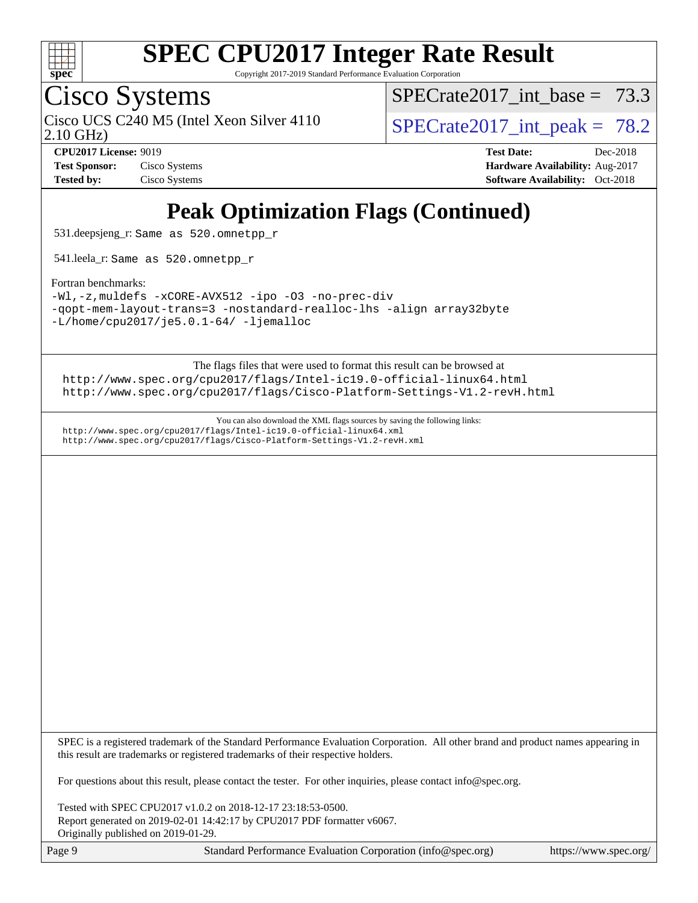# Peak Optimization Flags (Continued)

531.deepsjeng_r: Same as 520.omnetpp_r

541.leela_r: Same as 520.omnetpp_r

Fortran benchmarks:

```
-Wl,-z,muldefs -xCORE-AVX512 -ipo -O3 -no-prec-div
-qopt-mem-layout-trans=3 -nostandard-realloc-lhs -align array32byte
-L/home/cpu2017/je5.0.1-64/ -ljemalloc
```

The flags files that were used to format this result can be browsed at
http://www.spec.org/cpu2017/flags/Intel-ic19.0-official-linux64.html
http://www.spec.org/cpu2017/flags/Cisco-Platform-Settings-V1.2-revH.html

You can also download the XML flags sources by saving the following links:
http://www.spec.org/cpu2017/flags/Intel-ic19.0-official-linux64.xml
http://www.spec.org/cpu2017/flags/Cisco-Platform-Settings-V1.2-revH.xml

SPEC is a registered trademark of the Standard Performance Evaluation Corporation. All other brand and product names appearing in this result are trademarks or registered trademarks of their respective holders.

For questions about this result, please contact the tester. For other inquiries, please contact info@spec.org.

Tested with SPEC CPU2017 v1.0.2 on 2018-12-17 23:18:53-0500.
Report generated on 2019-02-01 14:42:17 by CPU2017 PDF formatter v6067.
Originally published on 2019-01-29.